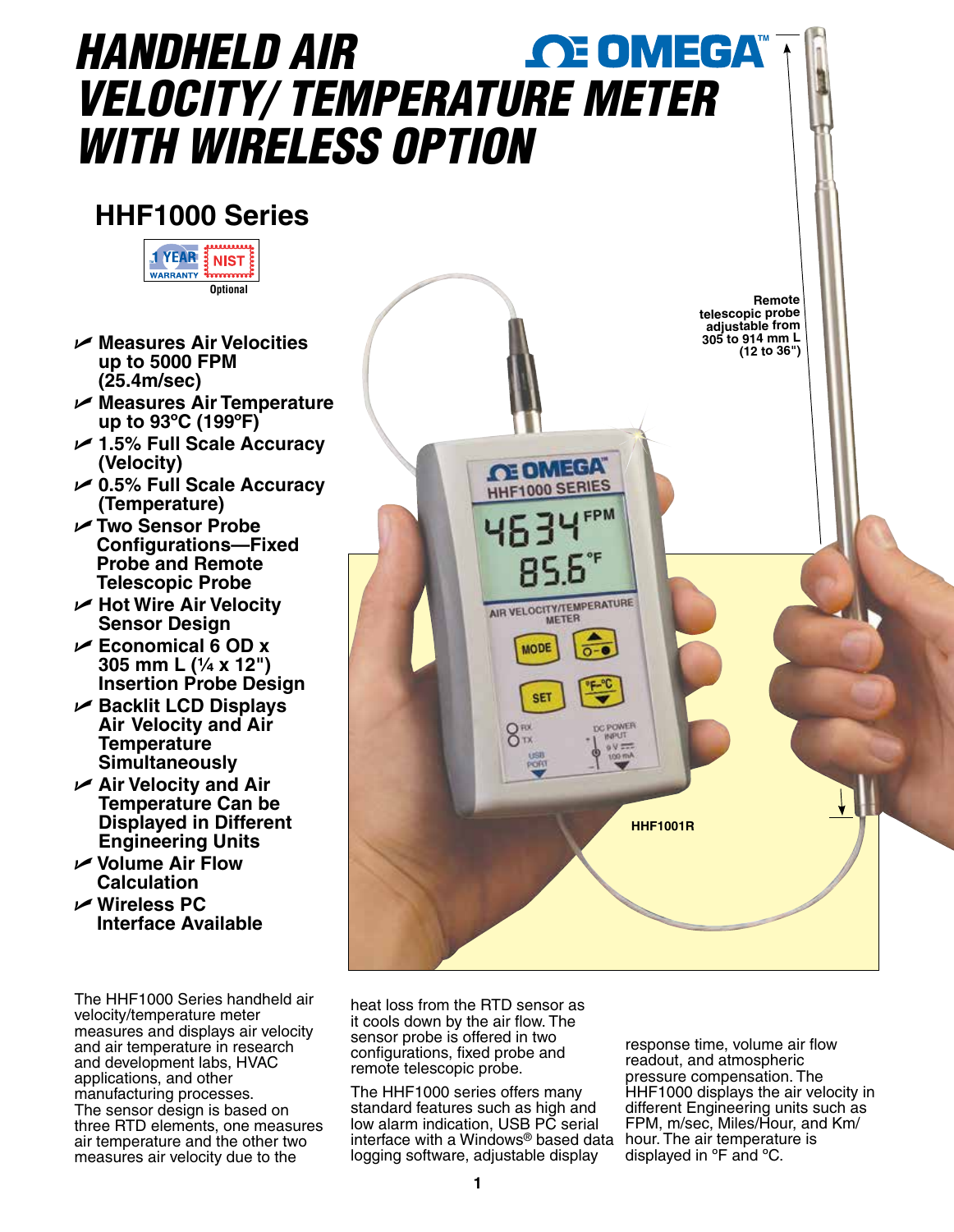# HANDHELD AIR VELOCITY/ TEMPERATURE METER WITH WIRELESS OPTION

## HHF1000 Series

1 YEAR WARRANTY | NIST Optional

- Measures Air Velocities up to 5000 FPM (25.4m/sec)
- Measures Air Temperature up to 93°C (199°F)
- 1.5% Full Scale Accuracy (Velocity)
- 0.5% Full Scale Accuracy (Temperature)
- Two Sensor Probe Configurations—Fixed Probe and Remote Telescopic Probe
- Hot Wire Air Velocity Sensor Design
- Economical 6 OD x 305 mm L (¼ x 12") Insertion Probe Design
- Backlit LCD Displays Air Velocity and Air Temperature Simultaneously
- Air Velocity and Air Temperature Can be Displayed in Different Engineering Units
- Volume Air Flow Calculation
- Wireless PC Interface Available

Remote telescopic probe adjustable from 305 to 914 mm L (12 to 36")

HHF1001R

The HHF1000 Series handheld air velocity/temperature meter measures and displays air velocity and air temperature in research and development labs, HVAC applications, and other manufacturing processes. The sensor design is based on three RTD elements, one measures air temperature and the other two measures air velocity due to the heat loss from the RTD sensor as it cools down by the air flow. The sensor probe is offered in two configurations, fixed probe and remote telescopic probe.

The HHF1000 series offers many standard features such as high and low alarm indication, USB PC serial interface with a Windows® based data logging software, adjustable display response time, volume air flow readout, and atmospheric pressure compensation. The HHF1000 displays the air velocity in different Engineering units such as FPM, m/sec, Miles/Hour, and Km/hour. The air temperature is displayed in °F and °C.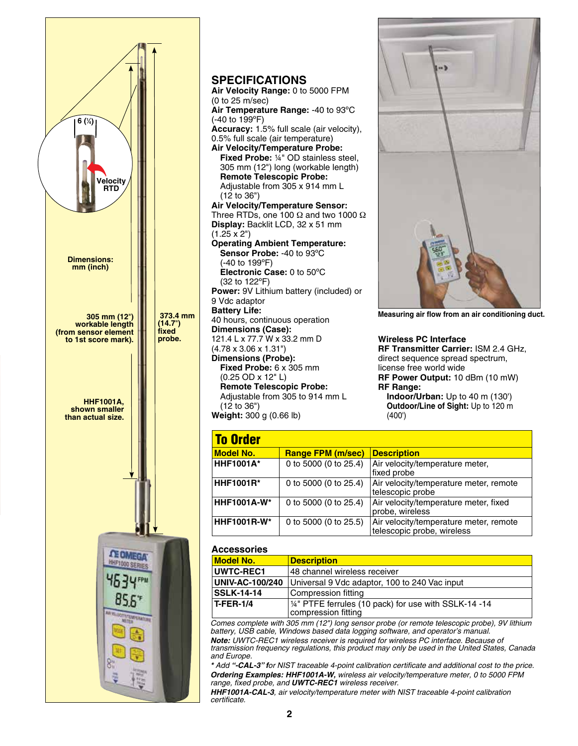6 (¼)

Velocity RTD

Dimensions: mm (inch)

305 mm (12") workable length (from sensor element to 1st score mark).

373.4 mm (14.7") fixed probe.

HHF1001A, shown smaller than actual size.

## SPECIFICATIONS

**Air Velocity Range:** 0 to 5000 FPM (0 to 25 m/sec)

**Air Temperature Range:** -40 to 93ºC (-40 to 199ºF)

**Accuracy:** 1.5% full scale (air velocity), 0.5% full scale (air temperature)

**Air Velocity/Temperature Probe:**

- **Fixed Probe:** ¼" OD stainless steel, 305 mm (12") long (workable length)
- **Remote Telescopic Probe:** Adjustable from 305 x 914 mm L (12 to 36")

**Air Velocity/Temperature Sensor:** Three RTDs, one 100 Ω and two 1000 Ω

**Display:** Backlit LCD, 32 x 51 mm (1.25 x 2")

**Operating Ambient Temperature:**

- **Sensor Probe:** -40 to 93ºC (-40 to 199ºF)
- **Electronic Case:** 0 to 50ºC (32 to 122ºF)

**Power:** 9V Lithium battery (included) or 9 Vdc adaptor

**Battery Life:** 40 hours, continuous operation

**Dimensions (Case):** 121.4 L x 77.7 W x 33.2 mm D (4.78 x 3.06 x 1.31")

**Dimensions (Probe):**

- **Fixed Probe:** 6 x 305 mm (0.25 OD x 12" L)
- **Remote Telescopic Probe:** Adjustable from 305 to 914 mm L (12 to 36")

**Weight:** 300 g (0.66 lb)

Measuring air flow from an air conditioning duct.

**Wireless PC Interface**

**RF Transmitter Carrier:** ISM 2.4 GHz, direct sequence spread spectrum, license free world wide

**RF Power Output:** 10 dBm (10 mW)

**RF Range:**

- **Indoor/Urban:** Up to 40 m (130')
- **Outdoor/Line of Sight:** Up to 120 m (400')

## To Order

| Model No. | Range FPM (m/sec) | Description |
|---|---|---|
| HHF1001A* | 0 to 5000 (0 to 25.4) | Air velocity/temperature meter, fixed probe |
| HHF1001R* | 0 to 5000 (0 to 25.4) | Air velocity/temperature meter, remote telescopic probe |
| HHF1001A-W* | 0 to 5000 (0 to 25.4) | Air velocity/temperature meter, fixed probe, wireless |
| HHF1001R-W* | 0 to 5000 (0 to 25.5) | Air velocity/temperature meter, remote telescopic probe, wireless |

### Accessories

| Model No. | Description |
|---|---|
| UWTC-REC1 | 48 channel wireless receiver |
| UNIV-AC-100/240 | Universal 9 Vdc adaptor, 100 to 240 Vac input |
| SSLK-14-14 | Compression fitting |
| T-FER-1/4 | ¼" PTFE ferrules (10 pack) for use with SSLK-14 -14 compression fitting |

*Comes complete with 305 mm (12") long sensor probe (or remote telescopic probe), 9V lithium battery, USB cable, Windows based data logging software, and operator's manual.*

***Note:** UWTC-REC1 wireless receiver is required for wireless PC interface. Because of transmission frequency regulations, this product may only be used in the United States, Canada and Europe.*

*\* Add **"-CAL-3"** for NIST traceable 4-point calibration certificate and additional cost to the price.*

***Ordering Examples: HHF1001A-W,** wireless air velocity/temperature meter, 0 to 5000 FPM range, fixed probe, and **UWTC-REC1** wireless receiver.*

***HHF1001A-CAL-3**, air velocity/temperature meter with NIST traceable 4-point calibration certificate.*